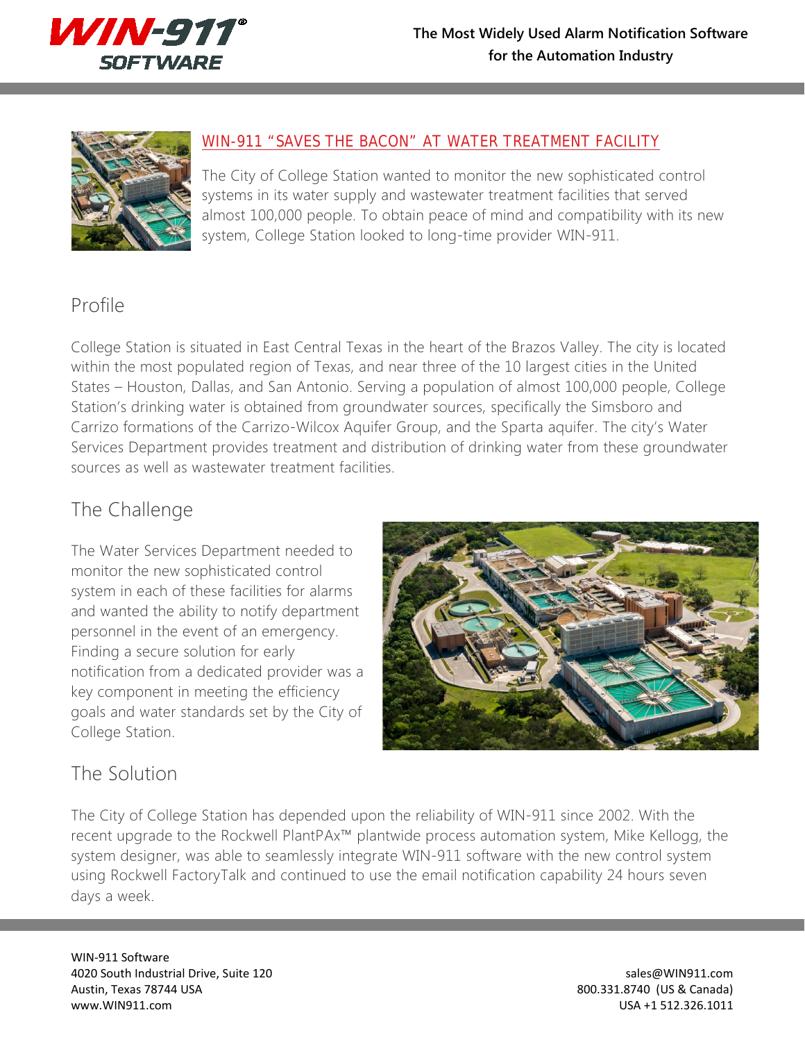## WIN-911 "SAVES THE BACON" AT WATER TREATMENT FACILITY

The City of College Station wanted to monitor the new sophisticated control systems in its water supply and wastewater treatment facilities that served almost 100,000 people. To obtain peace of mind and compatibility with its new system, College Station looked to long-time provider WIN-911.

## Profile

College Station is situated in East Central Texas in the heart of the Brazos Valley. The city is located within the most populated region of Texas, and near three of the 10 largest cities in the United States – Houston, Dallas, and San Antonio. Serving a population of almost 100,000 people, College Station's drinking water is obtained from groundwater sources, specifically the Simsboro and Carrizo formations of the Carrizo-Wilcox Aquifer Group, and the Sparta aquifer. The city's Water Services Department provides treatment and distribution of drinking water from these groundwater sources as well as wastewater treatment facilities.

## The Challenge

The Water Services Department needed to monitor the new sophisticated control system in each of these facilities for alarms and wanted the ability to notify department personnel in the event of an emergency. Finding a secure solution for early notification from a dedicated provider was a key component in meeting the efficiency goals and water standards set by the City of College Station.

## The Solution

The City of College Station has depended upon the reliability of WIN-911 since 2002. With the recent upgrade to the Rockwell PlantPAx™ plantwide process automation system, Mike Kellogg, the system designer, was able to seamlessly integrate WIN-911 software with the new control system using Rockwell FactoryTalk and continued to use the email notification capability 24 hours seven days a week.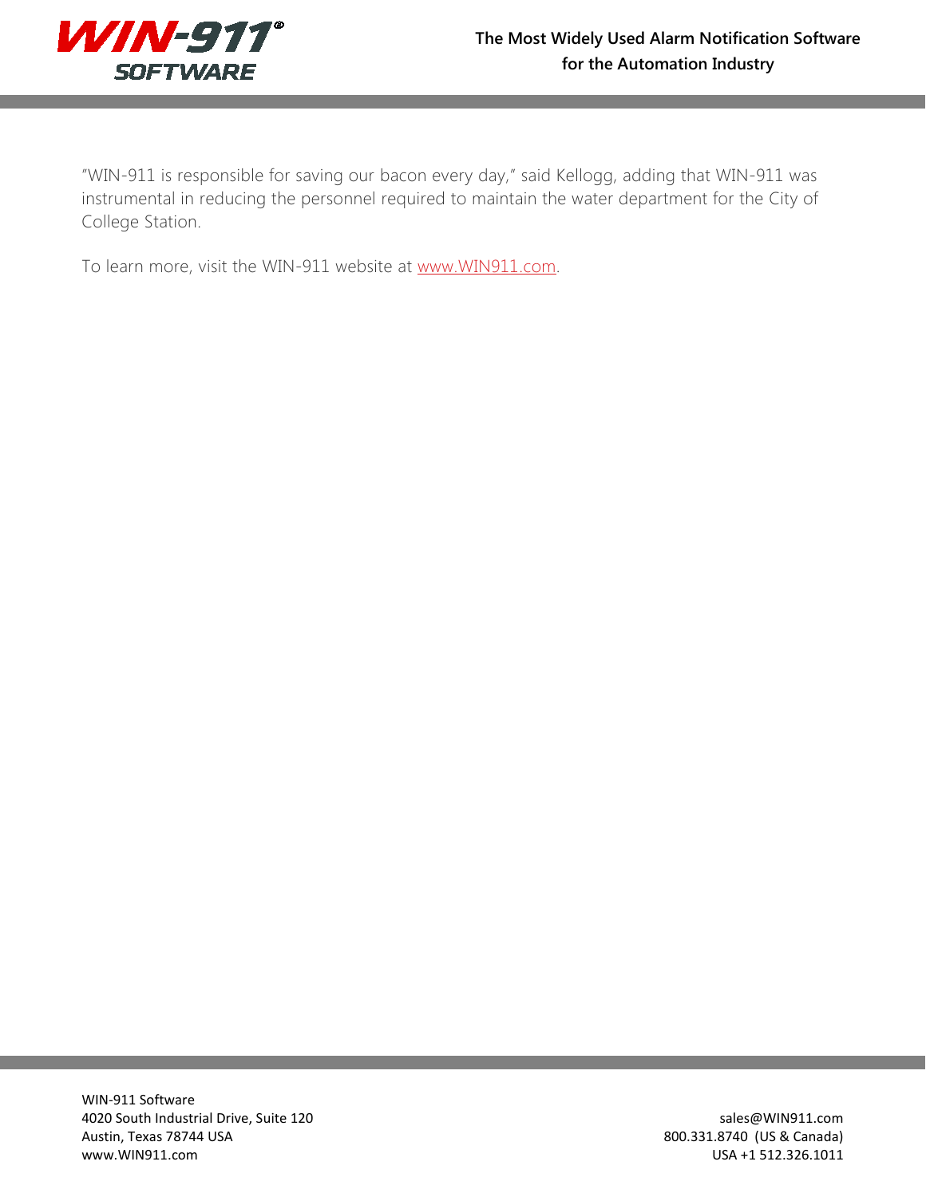"WIN-911 is responsible for saving our bacon every day," said Kellogg, adding that WIN-911 was instrumental in reducing the personnel required to maintain the water department for the City of College Station.

To learn more, visit the WIN-911 website at www.WIN911.com.